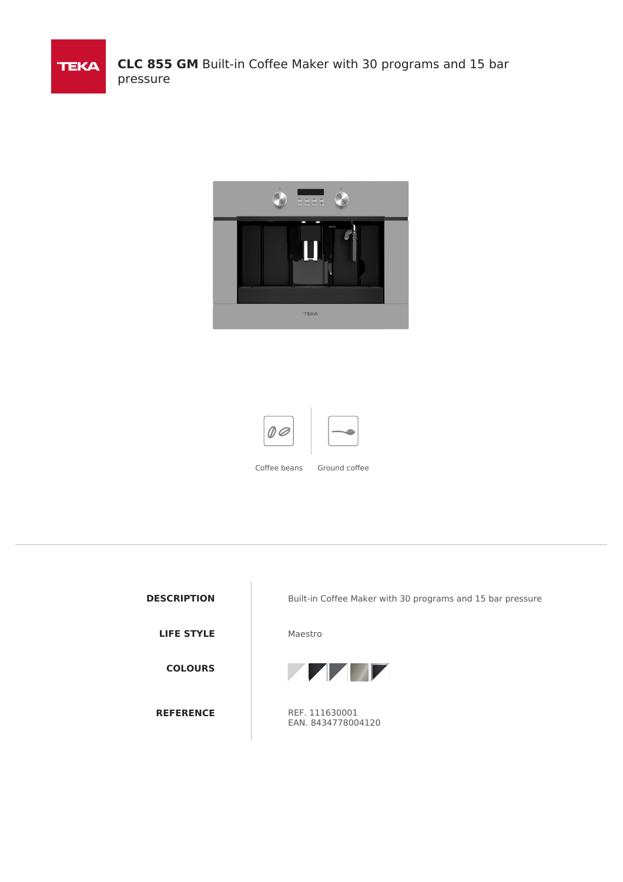# **CLC 855 GM** Built-in Coffee Maker with 30 programs and 15 bar pressure

Coffee beans

Ground coffee

| | |
|---|---|
| **DESCRIPTION** | Built-in Coffee Maker with 30 programs and 15 bar pressure |
| **LIFE STYLE** | Maestro |
| **COLOURS** | |
| **REFERENCE** | REF. 111630001<br>EAN. 8434778004120 |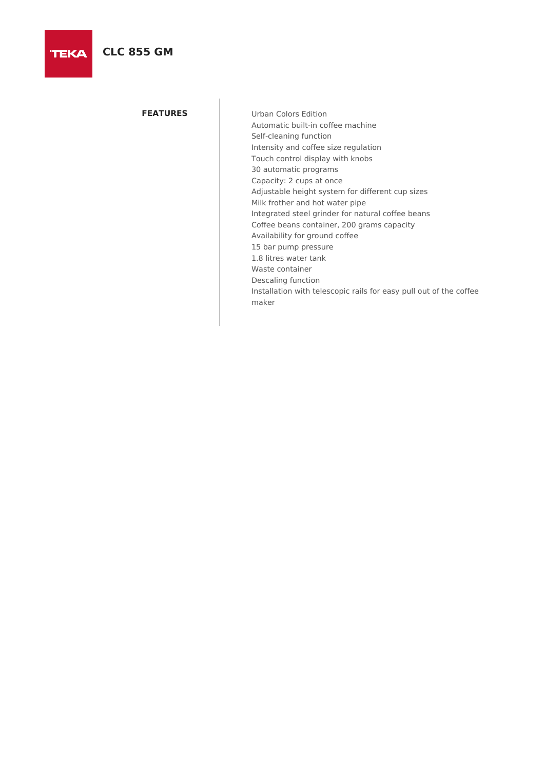# CLC 855 GM

## FEATURES

- Urban Colors Edition
- Automatic built-in coffee machine
- Self-cleaning function
- Intensity and coffee size regulation
- Touch control display with knobs
- 30 automatic programs
- Capacity: 2 cups at once
- Adjustable height system for different cup sizes
- Milk frother and hot water pipe
- Integrated steel grinder for natural coffee beans
- Coffee beans container, 200 grams capacity
- Availability for ground coffee
- 15 bar pump pressure
- 1.8 litres water tank
- Waste container
- Descaling function
- Installation with telescopic rails for easy pull out of the coffee maker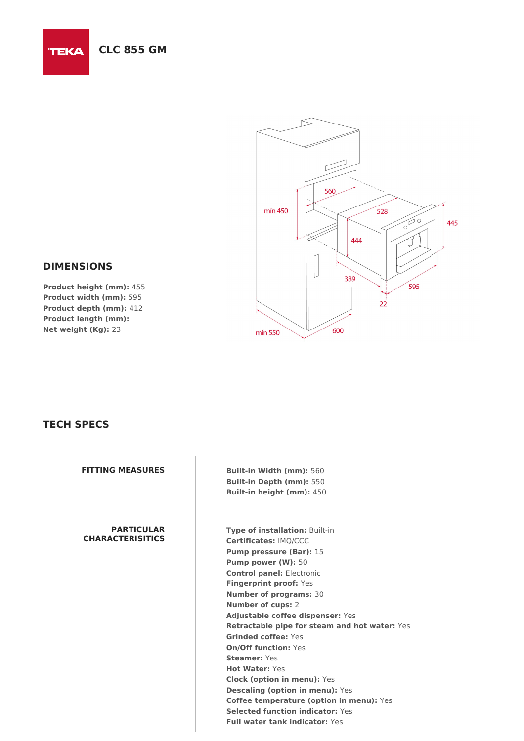# CLC 855 GM

## DIMENSIONS

**Product height (mm):** 455
**Product width (mm):** 595
**Product depth (mm):** 412
**Product length (mm):**
**Net weight (Kg):** 23

## TECH STECS

### FITTING MEASURES

**Built-in Width (mm):** 560
**Built-in Depth (mm):** 550
**Built-in height (mm):** 450

### PARTICULAR CHARACTERISITICS

**Type of installation:** Built-in
**Certificates:** IMQ/CCC
**Pump pressure (Bar):** 15
**Pump power (W):** 50
**Control panel:** Electronic
**Fingerprint proof:** Yes
**Number of programs:** 30
**Number of cups:** 2
**Adjustable coffee dispenser:** Yes
**Retractable pipe for steam and hot water:** Yes
**Grinded coffee:** Yes
**On/Off function:** Yes
**Steamer:** Yes
**Hot Water:** Yes
**Clock (option in menu):** Yes
**Descaling (option in menu):** Yes
**Coffee temperature (option in menu):** Yes
**Selected function indicator:** Yes
**Full water tank indicator:** Yes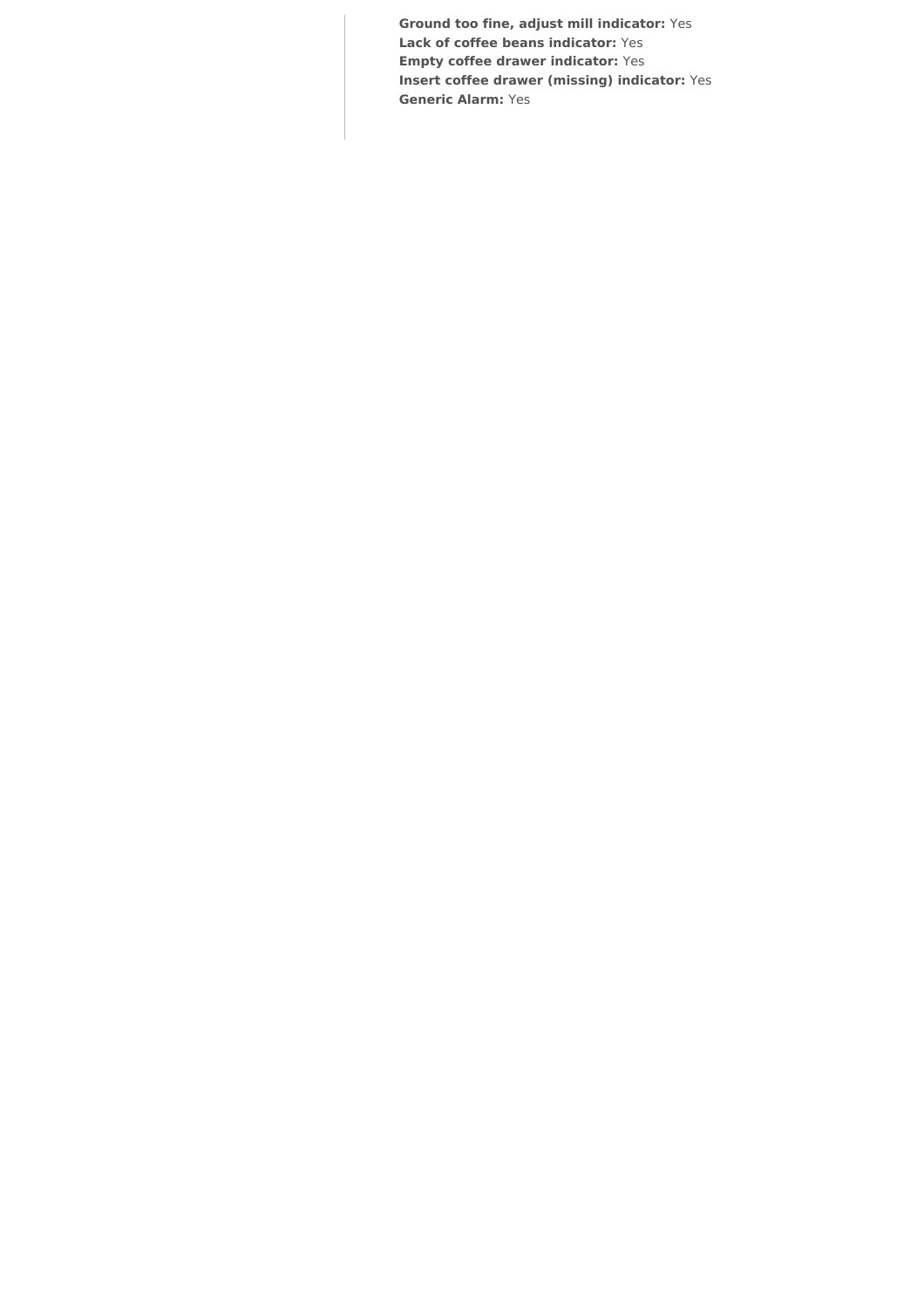**Ground too fine, adjust mill indicator:** Yes
**Lack of coffee beans indicator:** Yes
**Empty coffee drawer indicator:** Yes
**Insert coffee drawer (missing) indicator:** Yes
**Generic Alarm:** Yes